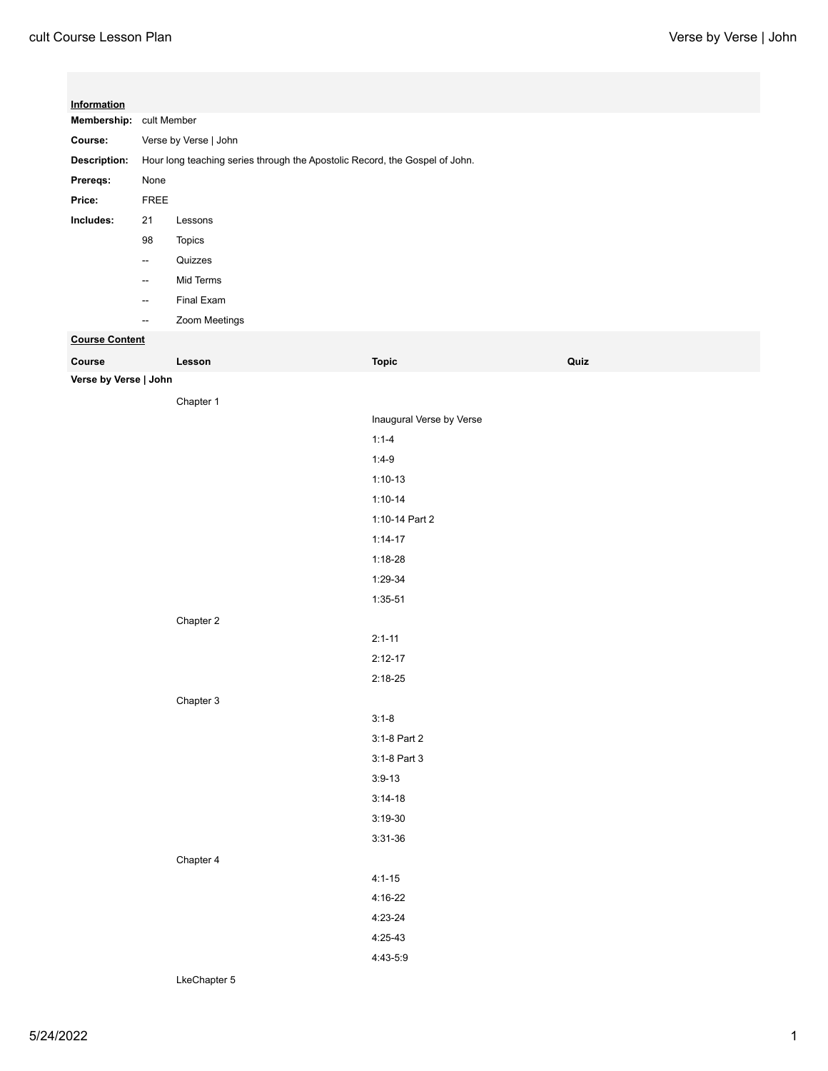**Information**

| | | |
|---|---|---|
| **Membership:** | cult Member | |
| **Course:** | Verse by Verse \| John | |
| **Description:** | Hour long teaching series through the Apostolic Record, the Gospel of John. | |
| **Prereqs:** | None | |
| **Price:** | FREE | |
| **Includes:** | 21 | Lessons |
| | 98 | Topics |
| | -- | Quizzes |
| | -- | Mid Terms |
| | -- | Final Exam |
| | -- | Zoom Meetings |

**Course Content**

| Course | Lesson | Topic | Quiz |
|---|---|---|---|
| **Verse by Verse \| John** | | | |
| | Chapter 1 | | |
| | | Inaugural Verse by Verse | |
| | | 1:1-4 | |
| | | 1:4-9 | |
| | | 1:10-13 | |
| | | 1:10-14 | |
| | | 1:10-14 Part 2 | |
| | | 1:14-17 | |
| | | 1:18-28 | |
| | | 1:29-34 | |
| | | 1:35-51 | |
| | Chapter 2 | | |
| | | 2:1-11 | |
| | | 2:12-17 | |
| | | 2:18-25 | |
| | Chapter 3 | | |
| | | 3:1-8 | |
| | | 3:1-8 Part 2 | |
| | | 3:1-8 Part 3 | |
| | | 3:9-13 | |
| | | 3:14-18 | |
| | | 3:19-30 | |
| | | 3:31-36 | |
| | Chapter 4 | | |
| | | 4:1-15 | |
| | | 4:16-22 | |
| | | 4:23-24 | |
| | | 4:25-43 | |
| | | 4:43-5:9 | |
| | LkeChapter 5 | | |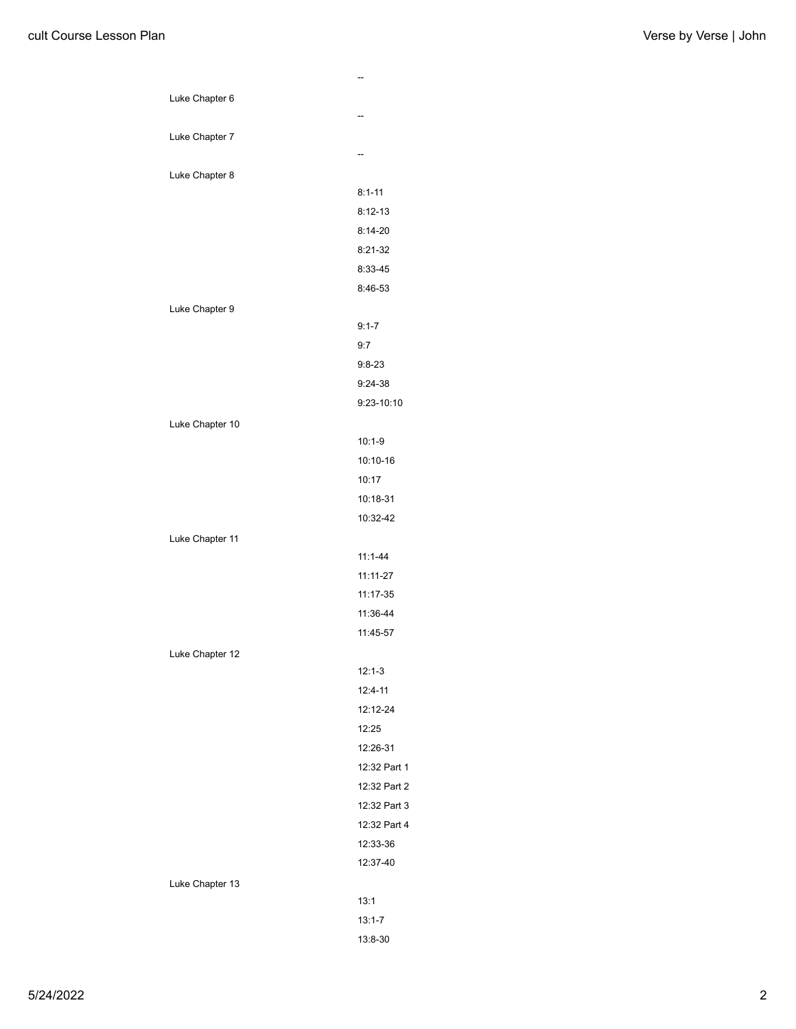--

Luke Chapter 6

--

Luke Chapter 7

--

Luke Chapter 8

- 8:1-11
- 8:12-13
- 8:14-20
- 8:21-32
- 8:33-45
- 8:46-53

Luke Chapter 9

- 9:1-7
- 9:7
- 9:8-23
- 9:24-38
- 9:23-10:10

Luke Chapter 10

- 10:1-9
- 10:10-16
- 10:17
- 10:18-31
- 10:32-42

Luke Chapter 11

- 11:1-44
- 11:11-27
- 11:17-35
- 11:36-44
- 11:45-57

Luke Chapter 12

- 12:1-3
- 12:4-11
- 12:12-24
- 12:25
- 12:26-31
- 12:32 Part 1
- 12:32 Part 2
- 12:32 Part 3
- 12:32 Part 4
- 12:33-36
- 12:37-40

Luke Chapter 13

- 13:1
- 13:1-7
- 13:8-30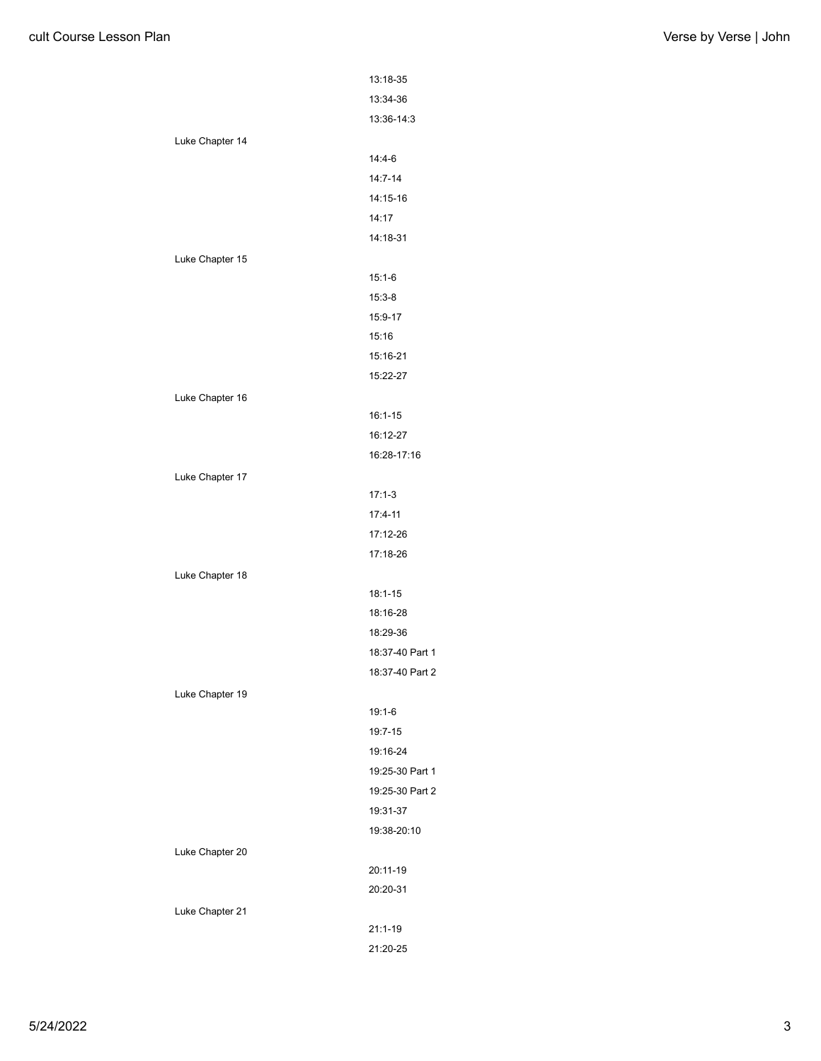| | |
|---|---|
| | 13:18-35 |
| | 13:34-36 |
| | 13:36-14:3 |
| Luke Chapter 14 | |
| | 14:4-6 |
| | 14:7-14 |
| | 14:15-16 |
| | 14:17 |
| | 14:18-31 |
| Luke Chapter 15 | |
| | 15:1-6 |
| | 15:3-8 |
| | 15:9-17 |
| | 15:16 |
| | 15:16-21 |
| | 15:22-27 |
| Luke Chapter 16 | |
| | 16:1-15 |
| | 16:12-27 |
| | 16:28-17:16 |
| Luke Chapter 17 | |
| | 17:1-3 |
| | 17:4-11 |
| | 17:12-26 |
| | 17:18-26 |
| Luke Chapter 18 | |
| | 18:1-15 |
| | 18:16-28 |
| | 18:29-36 |
| | 18:37-40 Part 1 |
| | 18:37-40 Part 2 |
| Luke Chapter 19 | |
| | 19:1-6 |
| | 19:7-15 |
| | 19:16-24 |
| | 19:25-30 Part 1 |
| | 19:25-30 Part 2 |
| | 19:31-37 |
| | 19:38-20:10 |
| Luke Chapter 20 | |
| | 20:11-19 |
| | 20:20-31 |
| Luke Chapter 21 | |
| | 21:1-19 |
| | 21:20-25 |